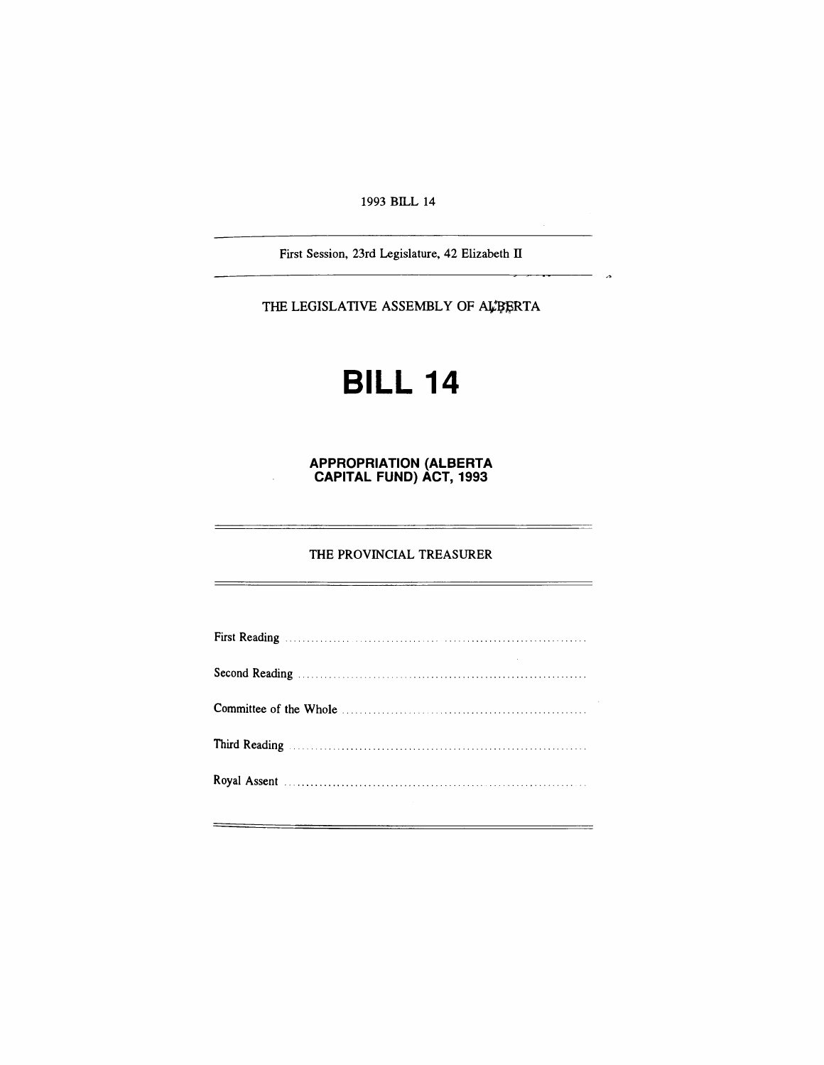1993 BILL 14

First Session, 23rd Legislature, 42 Elizabeth II

THE LEGISLATIVE ASSEMBLY OF ALBERTA

# BILL 14

## APPROPRIATION (ALBERTA CAPITAL FUND) ACT, 1993

THE PROVINCIAL TREASURER

First Reading ....................................................................

Second Reading ....................................................................

Committee of the Whole ....................................................................

Third Reading ....................................................................

Royal Assent ....................................................................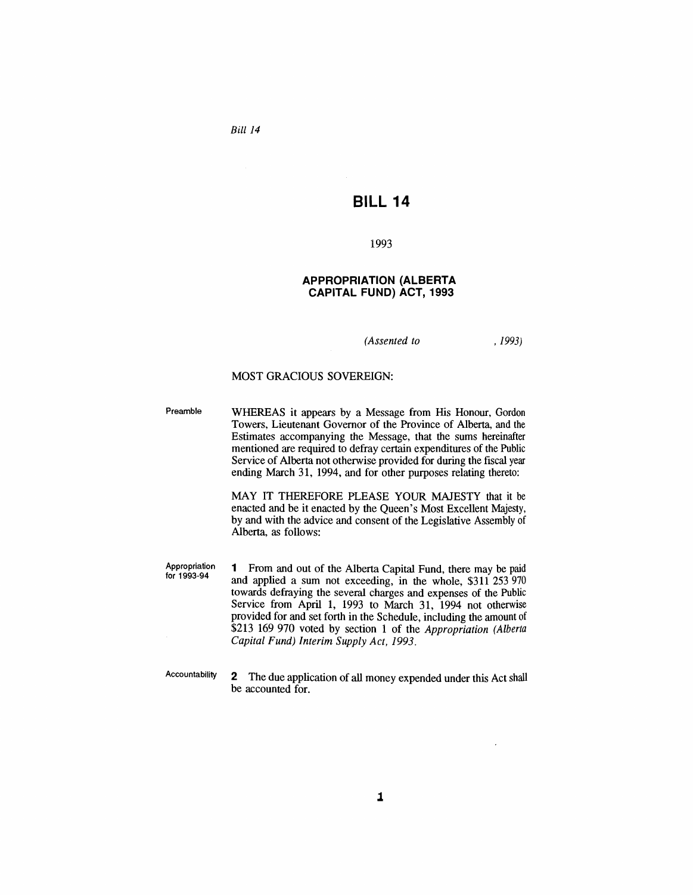*Bill 14*

# BILL 14

1993

## APPROPRIATION (ALBERTA CAPITAL FUND) ACT, 1993

*(Assented to , 1993)*

MOST GRACIOUS SOVEREIGN:

Preamble

WHEREAS it appears by a Message from His Honour, Gordon Towers, Lieutenant Governor of the Province of Alberta, and the Estimates accompanying the Message, that the sums hereinafter mentioned are required to defray certain expenditures of the Public Service of Alberta not otherwise provided for during the fiscal year ending March 31, 1994, and for other purposes relating thereto:

MAY IT THEREFORE PLEASE YOUR MAJESTY that it be enacted and be it enacted by the Queen's Most Excellent Majesty, by and with the advice and consent of the Legislative Assembly of Alberta, as follows:

Appropriation for 1993-94

**1** From and out of the Alberta Capital Fund, there may be paid and applied a sum not exceeding, in the whole, $311 253 970 towards defraying the several charges and expenses of the Public Service from April 1, 1993 to March 31, 1994 not otherwise provided for and set forth in the Schedule, including the amount of $213 169 970 voted by section 1 of the *Appropriation (Alberta Capital Fund) Interim Supply Act, 1993*.

Accountability

**2** The due application of all money expended under this Act shall be accounted for.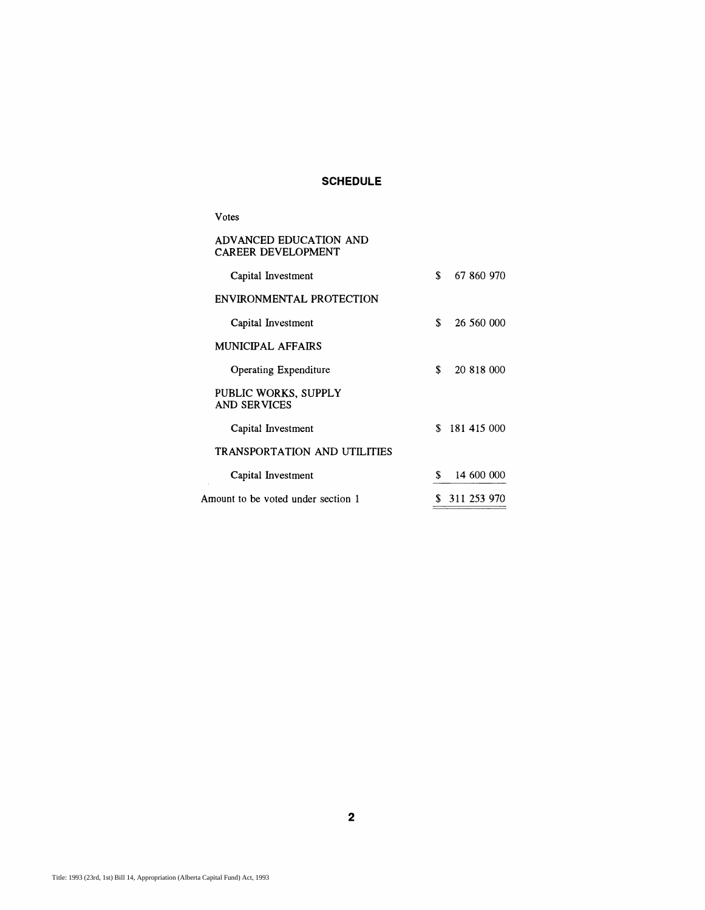## SCHEDULE

| | |
|---|---|
| Votes | |
| ADVANCED EDUCATION AND CAREER DEVELOPMENT | |
| Capital Investment | $ 67 860 970 |
| ENVIRONMENTAL PROTECTION | |
| Capital Investment | $ 26 560 000 |
| MUNICIPAL AFFAIRS | |
| Operating Expenditure | $ 20 818 000 |
| PUBLIC WORKS, SUPPLY AND SERVICES | |
| Capital Investment | $ 181 415 000 |
| TRANSPORTATION AND UTILITIES | |
| Capital Investment | $ 14 600 000 |
| Amount to be voted under section 1 | $ 311 253 970 |

Title: 1993 (23rd, 1st) Bill 14, Appropriation (Alberta Capital Fund) Act, 1993